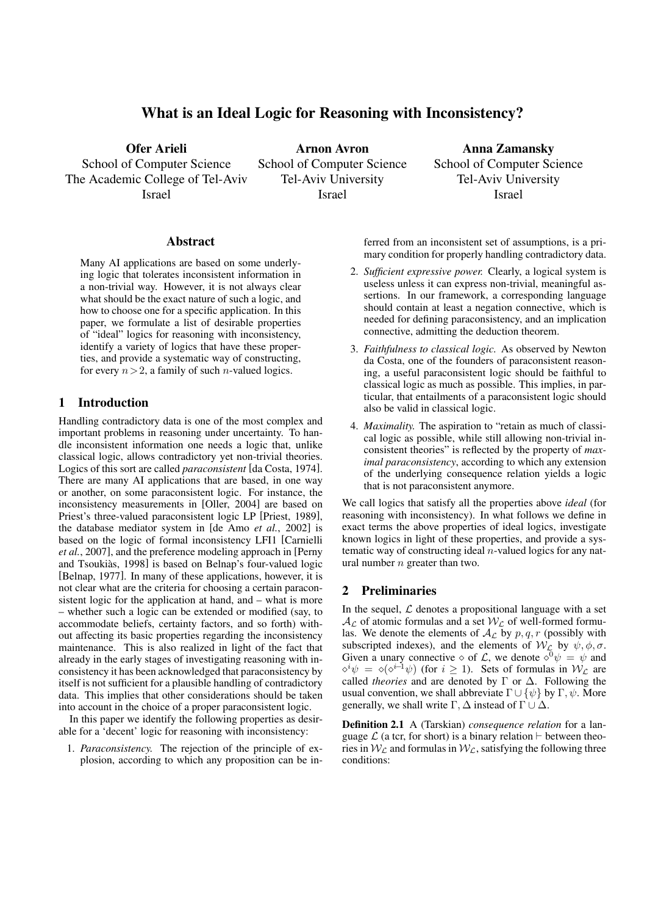# What is an Ideal Logic for Reasoning with Inconsistency?

**Ofer Arieli**
School of Computer Science
The Academic College of Tel-Aviv
Israel

**Arnon Avron**
School of Computer Science
Tel-Aviv University
Israel

**Anna Zamansky**
School of Computer Science
Tel-Aviv University
Israel

## Abstract

Many AI applications are based on some underlying logic that tolerates inconsistent information in a non-trivial way. However, it is not always clear what should be the exact nature of such a logic, and how to choose one for a specific application. In this paper, we formulate a list of desirable properties of "ideal" logics for reasoning with inconsistency, identify a variety of logics that have these properties, and provide a systematic way of constructing, for every $n > 2$, a family of such $n$-valued logics.

## 1 Introduction

Handling contradictory data is one of the most complex and important problems in reasoning under uncertainty. To handle inconsistent information one needs a logic that, unlike classical logic, allows contradictory yet non-trivial theories. Logics of this sort are called *paraconsistent* [da Costa, 1974]. There are many AI applications that are based, in one way or another, on some paraconsistent logic. For instance, the inconsistency measurements in [Oller, 2004] are based on Priest's three-valued paraconsistent logic LP [Priest, 1989], the database mediator system in [de Amo *et al.*, 2002] is based on the logic of formal inconsistency LFI1 [Carnielli *et al.*, 2007], and the preference modeling approach in [Perny and Tsoukiàs, 1998] is based on Belnap's four-valued logic [Belnap, 1977]. In many of these applications, however, it is not clear what are the criteria for choosing a certain paraconsistent logic for the application at hand, and – what is more – whether such a logic can be extended or modified (say, to accommodate beliefs, certainty factors, and so forth) without affecting its basic properties regarding the inconsistency maintenance. This is also realized in light of the fact that already in the early stages of investigating reasoning with inconsistency it has been acknowledged that paraconsistency by itself is not sufficient for a plausible handling of contradictory data. This implies that other considerations should be taken into account in the choice of a proper paraconsistent logic.

In this paper we identify the following properties as desirable for a 'decent' logic for reasoning with inconsistency:

1. *Paraconsistency.* The rejection of the principle of explosion, according to which any proposition can be inferred from an inconsistent set of assumptions, is a primary condition for properly handling contradictory data.
2. *Sufficient expressive power.* Clearly, a logical system is useless unless it can express non-trivial, meaningful assertions. In our framework, a corresponding language should contain at least a negation connective, which is needed for defining paraconsistency, and an implication connective, admitting the deduction theorem.
3. *Faithfulness to classical logic.* As observed by Newton da Costa, one of the founders of paraconsistent reasoning, a useful paraconsistent logic should be faithful to classical logic as much as possible. This implies, in particular, that entailments of a paraconsistent logic should also be valid in classical logic.
4. *Maximality.* The aspiration to "retain as much of classical logic as possible, while still allowing non-trivial inconsistent theories" is reflected by the property of *maximal paraconsistency*, according to which any extension of the underlying consequence relation yields a logic that is not paraconsistent anymore.

We call logics that satisfy all the properties above *ideal* (for reasoning with inconsistency). In what follows we define in exact terms the above properties of ideal logics, investigate known logics in light of these properties, and provide a systematic way of constructing ideal $n$-valued logics for any natural number $n$ greater than two.

## 2 Preliminaries

In the sequel, $\mathcal{L}$ denotes a propositional language with a set $\mathcal{A}_{\mathcal{L}}$ of atomic formulas and a set $\mathcal{W}_{\mathcal{L}}$ of well-formed formulas. We denote the elements of $\mathcal{A}_{\mathcal{L}}$ by $p, q, r$ (possibly with subscripted indexes), and the elements of $\mathcal{W}_{\mathcal{L}}$ by $\psi, \phi, \sigma$. Given a unary connective $\diamond$ of $\mathcal{L}$, we denote $\diamond^0\psi = \psi$ and $\diamond^i\psi = \diamond(\diamond^{i-1}\psi)$ (for $i \geq 1$). Sets of formulas in $\mathcal{W}_{\mathcal{L}}$ are called *theories* and are denoted by $\Gamma$ or $\Delta$. Following the usual convention, we shall abbreviate $\Gamma \cup \{\psi\}$ by $\Gamma, \psi$. More generally, we shall write $\Gamma, \Delta$ instead of $\Gamma \cup \Delta$.

**Definition 2.1** A (Tarskian) *consequence relation* for a language $\mathcal{L}$ (a tcr, for short) is a binary relation $\vdash$ between theories in $\mathcal{W}_{\mathcal{L}}$ and formulas in $\mathcal{W}_{\mathcal{L}}$, satisfying the following three conditions: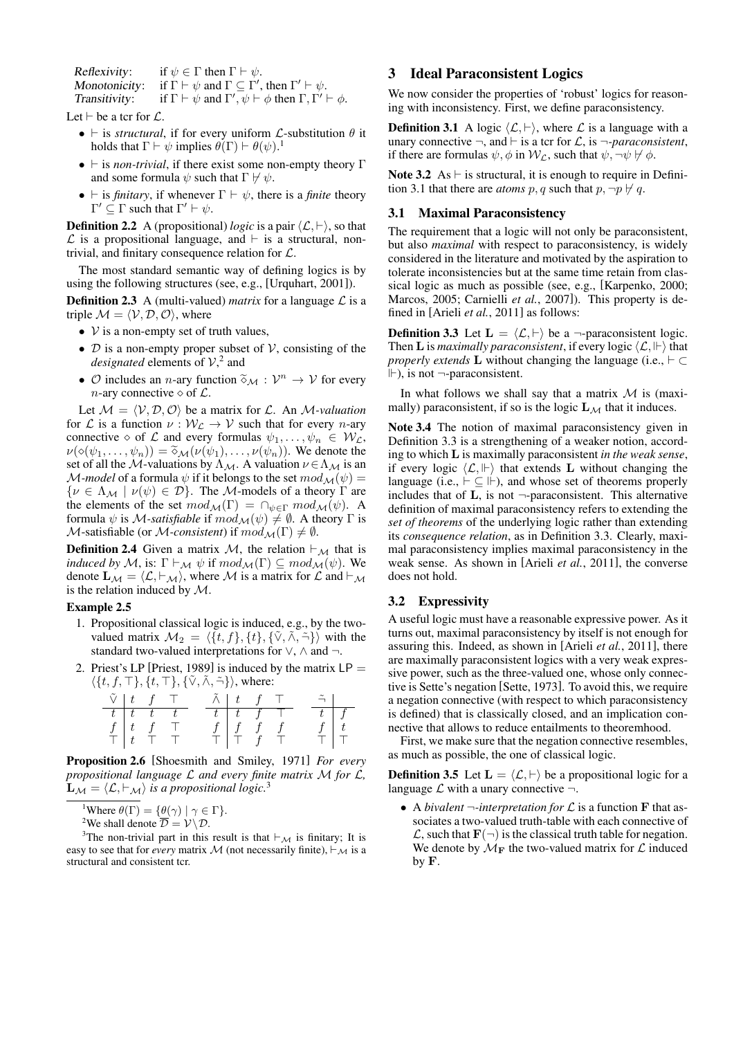*Reflexivity*: if $\psi \in \Gamma$ then $\Gamma \vdash \psi$.
*Monotonicity*: if $\Gamma \vdash \psi$ and $\Gamma \subseteq \Gamma'$, then $\Gamma' \vdash \psi$.
*Transitivity*: if $\Gamma \vdash \psi$ and $\Gamma', \psi \vdash \phi$ then $\Gamma, \Gamma' \vdash \phi$.

Let $\vdash$ be a tcr for $\mathcal{L}$.

- $\vdash$ is *structural*, if for every uniform $\mathcal{L}$-substitution $\theta$ it holds that $\Gamma \vdash \psi$ implies $\theta(\Gamma) \vdash \theta(\psi)$.[1]
- $\vdash$ is *non-trivial*, if there exist some non-empty theory $\Gamma$ and some formula $\psi$ such that $\Gamma \not\vdash \psi$.
- $\vdash$ is *finitary*, if whenever $\Gamma \vdash \psi$, there is a *finite* theory $\Gamma' \subseteq \Gamma$ such that $\Gamma' \vdash \psi$.

**Definition 2.2** A (propositional) *logic* is a pair $\langle \mathcal{L}, \vdash \rangle$, so that $\mathcal{L}$ is a propositional language, and $\vdash$ is a structural, non-trivial, and finitary consequence relation for $\mathcal{L}$.

The most standard semantic way of defining logics is by using the following structures (see, e.g., [Urquhart, 2001]).

**Definition 2.3** A (multi-valued) *matrix* for a language $\mathcal{L}$ is a triple $\mathcal{M} = \langle \mathcal{V}, \mathcal{D}, \mathcal{O} \rangle$, where

- $\mathcal{V}$ is a non-empty set of truth values,
- $\mathcal{D}$ is a non-empty proper subset of $\mathcal{V}$, consisting of the *designated* elements of $\mathcal{V}$,[2] and
- $\mathcal{O}$ includes an $n$-ary function $\widetilde{\diamond}_{\mathcal{M}} : \mathcal{V}^n \to \mathcal{V}$ for every $n$-ary connective $\diamond$ of $\mathcal{L}$.

Let $\mathcal{M} = \langle \mathcal{V}, \mathcal{D}, \mathcal{O} \rangle$ be a matrix for $\mathcal{L}$. An $\mathcal{M}$-*valuation* for $\mathcal{L}$ is a function $\nu : \mathcal{W}_{\mathcal{L}} \to \mathcal{V}$ such that for every $n$-ary connective $\diamond$ of $\mathcal{L}$ and every formulas $\psi_1, \ldots, \psi_n \in \mathcal{W}_{\mathcal{L}}$, $\nu(\diamond(\psi_1, \ldots, \psi_n)) = \widetilde{\diamond}_{\mathcal{M}}(\nu(\psi_1), \ldots, \nu(\psi_n))$. We denote the set of all the $\mathcal{M}$-valuations by $\Lambda_{\mathcal{M}}$. A valuation $\nu \in \Lambda_{\mathcal{M}}$ is an $\mathcal{M}$-*model* of a formula $\psi$ if it belongs to the set $mod_{\mathcal{M}}(\psi) = \{\nu \in \Lambda_{\mathcal{M}} \mid \nu(\psi) \in \mathcal{D}\}$. The $\mathcal{M}$-models of a theory $\Gamma$ are the elements of the set $mod_{\mathcal{M}}(\Gamma) = \cap_{\psi \in \Gamma} mod_{\mathcal{M}}(\psi)$. A formula $\psi$ is $\mathcal{M}$-*satisfiable* if $mod_{\mathcal{M}}(\psi) \neq \emptyset$. A theory $\Gamma$ is $\mathcal{M}$-satisfiable (or $\mathcal{M}$-*consistent*) if $mod_{\mathcal{M}}(\Gamma) \neq \emptyset$.

**Definition 2.4** Given a matrix $\mathcal{M}$, the relation $\vdash_{\mathcal{M}}$ that is *induced by* $\mathcal{M}$, is: $\Gamma \vdash_{\mathcal{M}} \psi$ if $mod_{\mathcal{M}}(\Gamma) \subseteq mod_{\mathcal{M}}(\psi)$. We denote $\mathbf{L}_{\mathcal{M}} = \langle \mathcal{L}, \vdash_{\mathcal{M}} \rangle$, where $\mathcal{M}$ is a matrix for $\mathcal{L}$ and $\vdash_{\mathcal{M}}$ is the relation induced by $\mathcal{M}$.

**Example 2.5**

1. Propositional classical logic is induced, e.g., by the two-valued matrix $\mathcal{M}_2 = \langle \{t, f\}, \{t\}, \{\tilde{\vee}, \tilde{\wedge}, \tilde{\neg}\} \rangle$ with the standard two-valued interpretations for $\vee$, $\wedge$ and $\neg$.
2. Priest's LP [Priest, 1989] is induced by the matrix $\mathsf{LP} = \langle \{t, f, \top\}, \{t, \top\}, \{\tilde{\vee}, \tilde{\wedge}, \tilde{\neg}\} \rangle$, where:

| $\tilde{\vee}$ | $t$ | $f$ | $\top$ |
|---|---|---|---|
| $t$ | $t$ | $t$ | $t$ |
| $f$ | $t$ | $f$ | $\top$ |
| $\top$ | $t$ | $\top$ | $\top$ |

| $\tilde{\wedge}$ | $t$ | $f$ | $\top$ |
|---|---|---|---|
| $t$ | $t$ | $f$ | $\top$ |
| $f$ | $f$ | $f$ | $f$ |
| $\top$ | $\top$ | $f$ | $\top$ |

| $\tilde{\neg}$ | |
|---|---|
| $t$ | $f$ |
| $f$ | $t$ |
| $\top$ | $\top$ |

**Proposition 2.6** [Shoesmith and Smiley, 1971] *For every propositional language $\mathcal{L}$ and every finite matrix $\mathcal{M}$ for $\mathcal{L}$, $\mathbf{L}_{\mathcal{M}} = \langle \mathcal{L}, \vdash_{\mathcal{M}} \rangle$ is a propositional logic.*[3]

[1] Where $\theta(\Gamma) = \{\theta(\gamma) \mid \gamma \in \Gamma\}$.

[2] We shall denote $\overline{\mathcal{D}} = \mathcal{V} \setminus \mathcal{D}$.

[3] The non-trivial part in this result is that $\vdash_{\mathcal{M}}$ is finitary; It is easy to see that for *every* matrix $\mathcal{M}$ (not necessarily finite), $\vdash_{\mathcal{M}}$ is a structural and consistent tcr.

## 3 Ideal Paraconsistent Logics

We now consider the properties of 'robust' logics for reasoning with inconsistency. First, we define paraconsistency.

**Definition 3.1** A logic $\langle \mathcal{L}, \vdash \rangle$, where $\mathcal{L}$ is a language with a unary connective $\neg$, and $\vdash$ is a tcr for $\mathcal{L}$, is $\neg$-*paraconsistent*, if there are formulas $\psi, \phi$ in $\mathcal{W}_{\mathcal{L}}$, such that $\psi, \neg\psi \not\vdash \phi$.

**Note 3.2** As $\vdash$ is structural, it is enough to require in Definition 3.1 that there are *atoms* $p, q$ such that $p, \neg p \not\vdash q$.

### 3.1 Maximal Paraconsistency

The requirement that a logic will not only be paraconsistent, but also *maximal* with respect to paraconsistency, is widely considered in the literature and motivated by the aspiration to tolerate inconsistencies but at the same time retain from classical logic as much as possible (see, e.g., [Karpenko, 2000; Marcos, 2005; Carnielli *et al.*, 2007]). This property is defined in [Arieli *et al.*, 2011] as follows:

**Definition 3.3** Let $\mathbf{L} = \langle \mathcal{L}, \vdash \rangle$ be a $\neg$-paraconsistent logic. Then $\mathbf{L}$ is *maximally paraconsistent*, if every logic $\langle \mathcal{L}, \Vdash \rangle$ that *properly extends* $\mathbf{L}$ without changing the language (i.e., $\vdash \subset \Vdash$), is not $\neg$-paraconsistent.

In what follows we shall say that a matrix $\mathcal{M}$ is (maximally) paraconsistent, if so is the logic $\mathbf{L}_{\mathcal{M}}$ that it induces.

**Note 3.4** The notion of maximal paraconsistency given in Definition 3.3 is a strengthening of a weaker notion, according to which $\mathbf{L}$ is maximally paraconsistent *in the weak sense*, if every logic $\langle \mathcal{L}, \Vdash \rangle$ that extends $\mathbf{L}$ without changing the language (i.e., $\vdash \subseteq \Vdash$), and whose set of theorems properly includes that of $\mathbf{L}$, is not $\neg$-paraconsistent. This alternative definition of maximal paraconsistency refers to extending the *set of theorems* of the underlying logic rather than extending its *consequence relation*, as in Definition 3.3. Clearly, maximal paraconsistency implies maximal paraconsistency in the weak sense. As shown in [Arieli *et al.*, 2011], the converse does not hold.

### 3.2 Expressivity

A useful logic must have a reasonable expressive power. As it turns out, maximal paraconsistency by itself is not enough for assuring this. Indeed, as shown in [Arieli *et al.*, 2011], there are maximally paraconsistent logics with a very weak expressive power, such as the three-valued one, whose only connective is Sette's negation [Sette, 1973]. To avoid this, we require a negation connective (with respect to which paraconsistency is defined) that is classically closed, and an implication connective that allows to reduce entailments to theoremhood.

First, we make sure that the negation connective resembles, as much as possible, the one of classical logic.

**Definition 3.5** Let $\mathbf{L} = \langle \mathcal{L}, \vdash \rangle$ be a propositional logic for a language $\mathcal{L}$ with a unary connective $\neg$.

- A *bivalent* $\neg$-*interpretation for* $\mathcal{L}$ is a function $\mathbf{F}$ that associates a two-valued truth-table with each connective of $\mathcal{L}$, such that $\mathbf{F}(\neg)$ is the classical truth table for negation. We denote by $\mathcal{M}_{\mathbf{F}}$ the two-valued matrix for $\mathcal{L}$ induced by $\mathbf{F}$.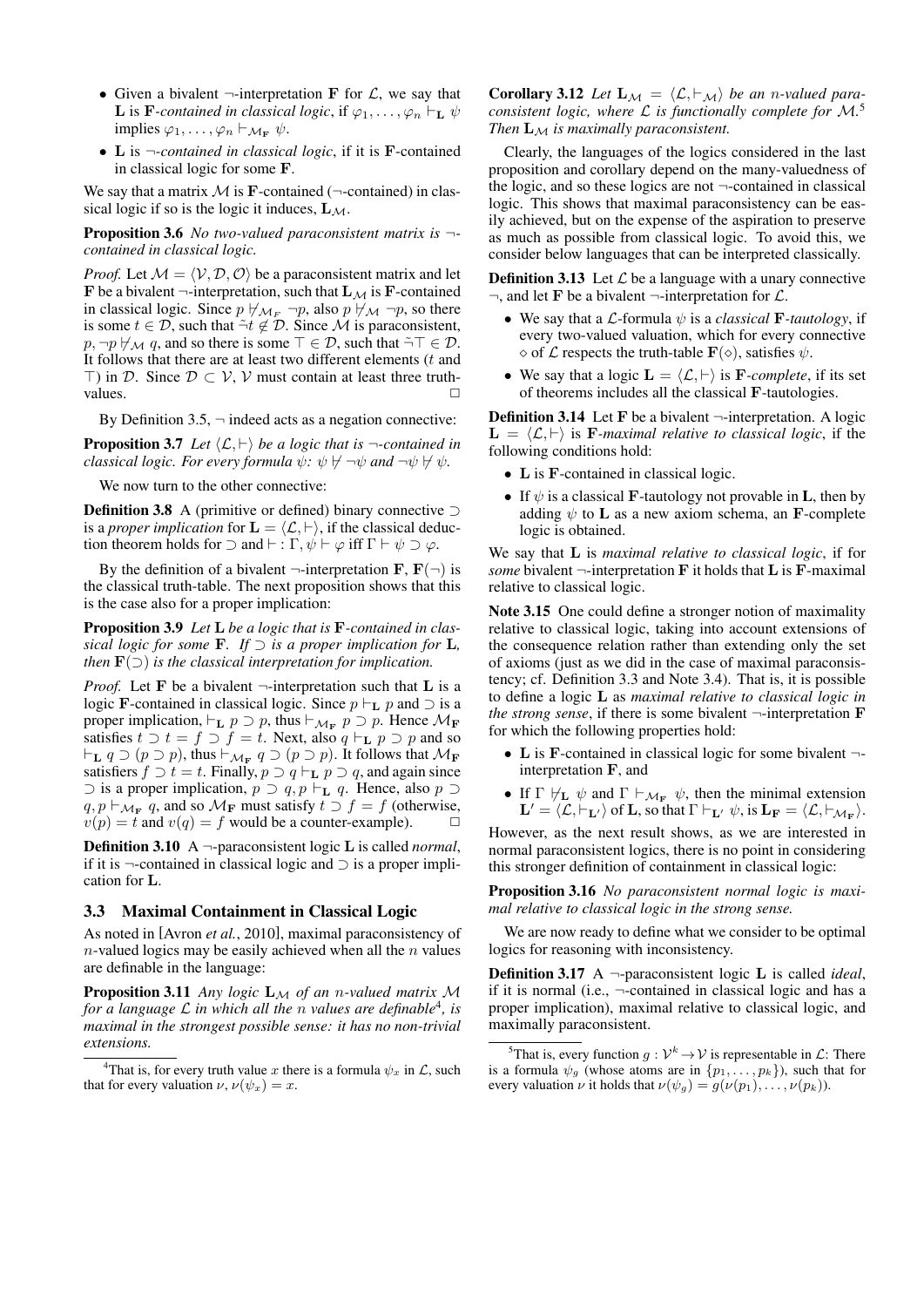- Given a bivalent $\neg$-interpretation $\mathbf{F}$ for $\mathcal{L}$, we say that $\mathbf{L}$ is *$\mathbf{F}$-contained in classical logic*, if $\varphi_1, \ldots, \varphi_n \vdash_{\mathbf{L}} \psi$ implies $\varphi_1, \ldots, \varphi_n \vdash_{\mathcal{M}_{\mathbf{F}}} \psi$.
- $\mathbf{L}$ is *$\neg$-contained in classical logic*, if it is $\mathbf{F}$-contained in classical logic for some $\mathbf{F}$.

We say that a matrix $\mathcal{M}$ is $\mathbf{F}$-contained ($\neg$-contained) in classical logic if so is the logic it induces, $\mathbf{L}_{\mathcal{M}}$.

**Proposition 3.6** *No two-valued paraconsistent matrix is $\neg$-contained in classical logic.*

*Proof.* Let $\mathcal{M} = \langle \mathcal{V}, \mathcal{D}, \mathcal{O} \rangle$ be a paraconsistent matrix and let $\mathbf{F}$ be a bivalent $\neg$-interpretation, such that $\mathbf{L}_{\mathcal{M}}$ is $\mathbf{F}$-contained in classical logic. Since $p \not\vdash_{\mathcal{M}_F} \neg p$, also $p \not\vdash_{\mathcal{M}} \neg p$, so there is some $t \in \mathcal{D}$, such that $\tilde{\neg} t \notin \mathcal{D}$. Since $\mathcal{M}$ is paraconsistent, $p, \neg p \not\vdash_{\mathcal{M}} q$, and so there is some $\top \in \mathcal{D}$, such that $\tilde{\neg} \top \in \mathcal{D}$. It follows that there are at least two different elements ($t$ and $\top$) in $\mathcal{D}$. Since $\mathcal{D} \subset \mathcal{V}$, $\mathcal{V}$ must contain at least three truth-values. $\square$

By Definition 3.5, $\neg$ indeed acts as a negation connective:

**Proposition 3.7** *Let $\langle \mathcal{L}, \vdash \rangle$ be a logic that is $\neg$-contained in classical logic. For every formula $\psi$: $\psi \not\vdash \neg\psi$ and $\neg\psi \not\vdash \psi$.*

We now turn to the other connective:

**Definition 3.8** A (primitive or defined) binary connective $\supset$ is a *proper implication* for $\mathbf{L} = \langle \mathcal{L}, \vdash \rangle$, if the classical deduction theorem holds for $\supset$ and $\vdash$ : $\Gamma, \psi \vdash \varphi$ iff $\Gamma \vdash \psi \supset \varphi$.

By the definition of a bivalent $\neg$-interpretation $\mathbf{F}$, $\mathbf{F}(\neg)$ is the classical truth-table. The next proposition shows that this is the case also for a proper implication:

**Proposition 3.9** *Let $\mathbf{L}$ be a logic that is $\mathbf{F}$-contained in classical logic for some $\mathbf{F}$. If $\supset$ is a proper implication for $\mathbf{L}$, then $\mathbf{F}(\supset)$ is the classical interpretation for implication.*

*Proof.* Let $\mathbf{F}$ be a bivalent $\neg$-interpretation such that $\mathbf{L}$ is a logic $\mathbf{F}$-contained in classical logic. Since $p \vdash_{\mathbf{L}} p$ and $\supset$ is a proper implication, $\vdash_{\mathbf{L}} p \supset p$, thus $\vdash_{\mathcal{M}_{\mathbf{F}}} p \supset p$. Hence $\mathcal{M}_{\mathbf{F}}$ satisfies $t \supset t = f \supset f = t$. Next, also $q \vdash_{\mathbf{L}} p \supset p$ and so $\vdash_{\mathbf{L}} q \supset (p \supset p)$, thus $\vdash_{\mathcal{M}_{\mathbf{F}}} q \supset (p \supset p)$. It follows that $\mathcal{M}_{\mathbf{F}}$ satisfiers $f \supset t = t$. Finally, $p \supset q \vdash_{\mathbf{L}} p \supset q$, and again since $\supset$ is a proper implication, $p \supset q, p \vdash_{\mathbf{L}} q$. Hence, also $p \supset q, p \vdash_{\mathcal{M}_{\mathbf{F}}} q$, and so $\mathcal{M}_{\mathbf{F}}$ must satisfy $t \supset f = f$ (otherwise, $v(p) = t$ and $v(q) = f$ would be a counter-example). $\square$

**Definition 3.10** A $\neg$-paraconsistent logic $\mathbf{L}$ is called *normal*, if it is $\neg$-contained in classical logic and $\supset$ is a proper implication for $\mathbf{L}$.

### 3.3 Maximal Containment in Classical Logic

As noted in [Avron *et al.*, 2010], maximal paraconsistency of $n$-valued logics may be easily achieved when all the $n$ values are definable in the language:

**Proposition 3.11** *Any logic $\mathbf{L}_{\mathcal{M}}$ of an $n$-valued matrix $\mathcal{M}$ for a language $\mathcal{L}$ in which all the $n$ values are definable*[4]*, is maximal in the strongest possible sense: it has no non-trivial extensions.*

**Corollary 3.12** *Let $\mathbf{L}_{\mathcal{M}} = \langle \mathcal{L}, \vdash_{\mathcal{M}} \rangle$ be an $n$-valued paraconsistent logic, where $\mathcal{L}$ is functionally complete for $\mathcal{M}$.*[5] *Then $\mathbf{L}_{\mathcal{M}}$ is maximally paraconsistent.*

Clearly, the languages of the logics considered in the last proposition and corollary depend on the many-valuedness of the logic, and so these logics are not $\neg$-contained in classical logic. This shows that maximal paraconsistency can be easily achieved, but on the expense of the aspiration to preserve as much as possible from classical logic. To avoid this, we consider below languages that can be interpreted classically.

**Definition 3.13** Let $\mathcal{L}$ be a language with a unary connective $\neg$, and let $\mathbf{F}$ be a bivalent $\neg$-interpretation for $\mathcal{L}$.

- We say that a $\mathcal{L}$-formula $\psi$ is a *classical $\mathbf{F}$-tautology*, if every two-valued valuation, which for every connective $\diamond$ of $\mathcal{L}$ respects the truth-table $\mathbf{F}(\diamond)$, satisfies $\psi$.
- We say that a logic $\mathbf{L} = \langle \mathcal{L}, \vdash \rangle$ is *$\mathbf{F}$-complete*, if its set of theorems includes all the classical $\mathbf{F}$-tautologies.

**Definition 3.14** Let $\mathbf{F}$ be a bivalent $\neg$-interpretation. A logic $\mathbf{L} = \langle \mathcal{L}, \vdash \rangle$ is *$\mathbf{F}$-maximal relative to classical logic*, if the following conditions hold:

- $\mathbf{L}$ is $\mathbf{F}$-contained in classical logic.
- If $\psi$ is a classical $\mathbf{F}$-tautology not provable in $\mathbf{L}$, then by adding $\psi$ to $\mathbf{L}$ as a new axiom schema, an $\mathbf{F}$-complete logic is obtained.

We say that $\mathbf{L}$ is *maximal relative to classical logic*, if for *some* bivalent $\neg$-interpretation $\mathbf{F}$ it holds that $\mathbf{L}$ is $\mathbf{F}$-maximal relative to classical logic.

**Note 3.15** One could define a stronger notion of maximality relative to classical logic, taking into account extensions of the consequence relation rather than extending only the set of axioms (just as we did in the case of maximal paraconsistency; cf. Definition 3.3 and Note 3.4). That is, it is possible to define a logic $\mathbf{L}$ as *maximal relative to classical logic in the strong sense*, if there is some bivalent $\neg$-interpretation $\mathbf{F}$ for which the following properties hold:

- $\mathbf{L}$ is $\mathbf{F}$-contained in classical logic for some bivalent $\neg$-interpretation $\mathbf{F}$, and
- If $\Gamma \not\vdash_{\mathbf{L}} \psi$ and $\Gamma \vdash_{\mathcal{M}_{\mathbf{F}}} \psi$, then the minimal extension $\mathbf{L}' = \langle \mathcal{L}, \vdash_{\mathbf{L}'} \rangle$ of $\mathbf{L}$, so that $\Gamma \vdash_{\mathbf{L}'} \psi$, is $\mathbf{L}_{\mathbf{F}} = \langle \mathcal{L}, \vdash_{\mathcal{M}_{\mathbf{F}}} \rangle$.

However, as the next result shows, as we are interested in normal paraconsistent logics, there is no point in considering this stronger definition of containment in classical logic:

**Proposition 3.16** *No paraconsistent normal logic is maximal relative to classical logic in the strong sense.*

We are now ready to define what we consider to be optimal logics for reasoning with inconsistency.

**Definition 3.17** A $\neg$-paraconsistent logic $\mathbf{L}$ is called *ideal*, if it is normal (i.e., $\neg$-contained in classical logic and has a proper implication), maximal relative to classical logic, and maximally paraconsistent.

---

[4] That is, for every truth value $x$ there is a formula $\psi_x$ in $\mathcal{L}$, such that for every valuation $\nu$, $\nu(\psi_x) = x$.

[5] That is, every function $g : \mathcal{V}^k \to \mathcal{V}$ is representable in $\mathcal{L}$: There is a formula $\psi_g$ (whose atoms are in $\{p_1, \ldots, p_k\}$), such that for every valuation $\nu$ it holds that $\nu(\psi_g) = g(\nu(p_1), \ldots, \nu(p_k))$.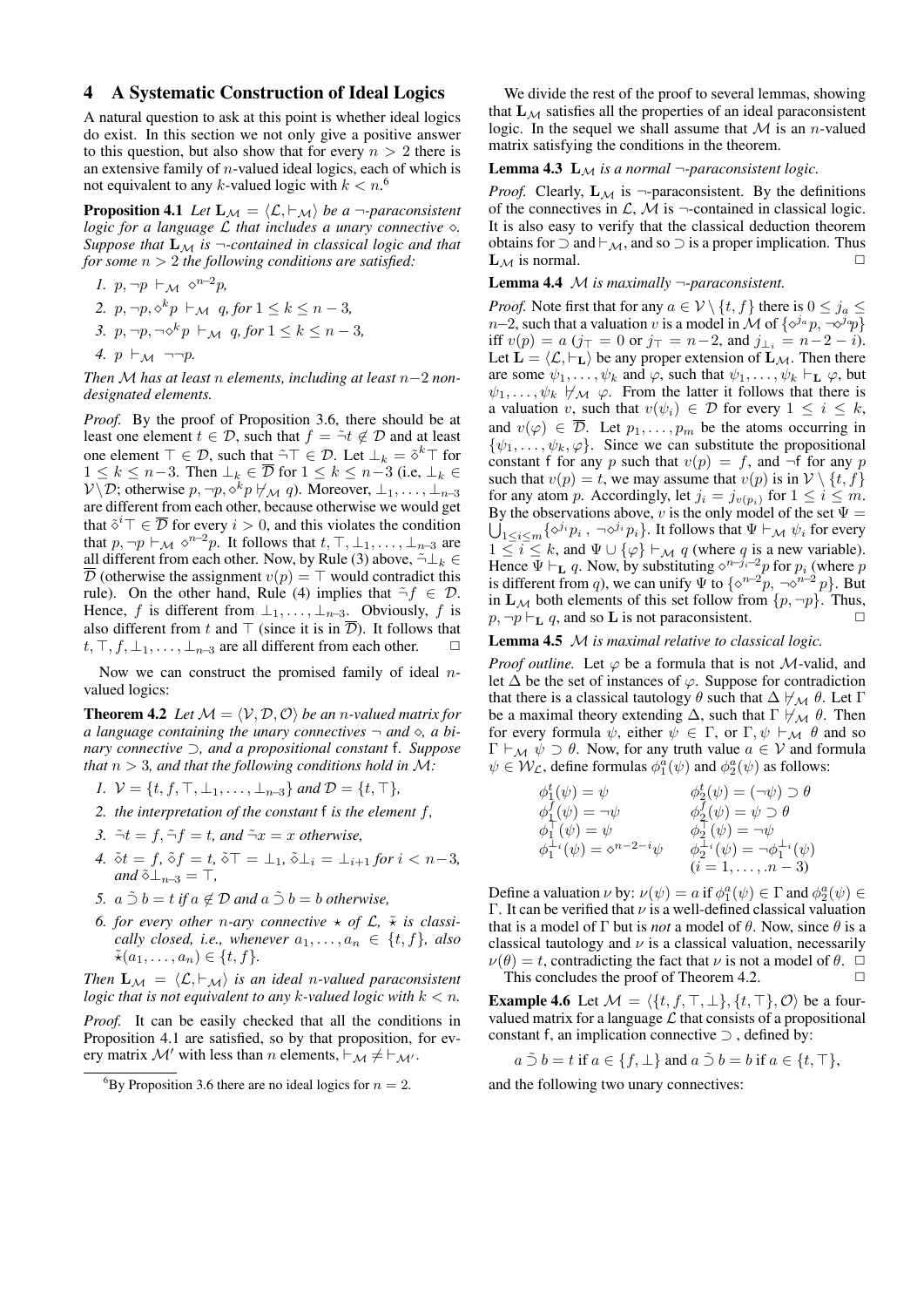## 4 A Systematic Construction of Ideal Logics

A natural question to ask at this point is whether ideal logics do exist. In this section we not only give a positive answer to this question, but also show that for every $n > 2$ there is an extensive family of $n$-valued ideal logics, each of which is not equivalent to any $k$-valued logic with $k < n$.[6]

**Proposition 4.1** *Let $\mathbf{L}_{\mathcal{M}} = \langle \mathcal{L}, \vdash_{\mathcal{M}} \rangle$ be a $\neg$-paraconsistent logic for a language $\mathcal{L}$ that includes a unary connective $\diamond$. Suppose that $\mathbf{L}_{\mathcal{M}}$ is $\neg$-contained in classical logic and that for some $n > 2$ the following conditions are satisfied:*

1. $p, \neg p \vdash_{\mathcal{M}} \diamond^{n-2} p$,
2. $p, \neg p, \diamond^k p \vdash_{\mathcal{M}} q$, *for* $1 \leq k \leq n-3$,
3. $p, \neg p, \neg\diamond^k p \vdash_{\mathcal{M}} q$, *for* $1 \leq k \leq n-3$,
4. $p \vdash_{\mathcal{M}} \neg\neg p$.

*Then $\mathcal{M}$ has at least $n$ elements, including at least $n-2$ non-designated elements.*

*Proof.* By the proof of Proposition 3.6, there should be at least one element $t \in \mathcal{D}$, such that $f = \tilde{\neg} t \notin \mathcal{D}$ and at least one element $\top \in \mathcal{D}$, such that $\tilde{\neg}\top \in \mathcal{D}$. Let $\bot_k = \tilde{\diamond}^k \top$ for $1 \leq k \leq n-3$. Then $\bot_k \in \overline{\mathcal{D}}$ for $1 \leq k \leq n-3$ (i.e, $\bot_k \in \mathcal{V} \setminus \mathcal{D}$; otherwise $p, \neg p, \diamond^k p \not\vdash_{\mathcal{M}} q$). Moreover, $\bot_1, \ldots, \bot_{n-3}$ are different from each other, because otherwise we would get that $\tilde{\diamond}^i \top \in \overline{\mathcal{D}}$ for every $i > 0$, and this violates the condition that $p, \neg p \vdash_{\mathcal{M}} \diamond^{n-2} p$. It follows that $t, \top, \bot_1, \ldots, \bot_{n-3}$ are all different from each other. Now, by Rule (3) above, $\tilde{\neg}\bot_k \in \overline{\mathcal{D}}$ (otherwise the assignment $v(p) = \top$ would contradict this rule). On the other hand, Rule (4) implies that $\tilde{\neg} f \in \mathcal{D}$. Hence, $f$ is different from $\bot_1, \ldots, \bot_{n-3}$. Obviously, $f$ is also different from $t$ and $\top$ (since it is in $\overline{\mathcal{D}}$). It follows that $t, \top, f, \bot_1, \ldots, \bot_{n-3}$ are all different from each other. $\square$

Now we can construct the promised family of ideal $n$-valued logics:

**Theorem 4.2** *Let $\mathcal{M} = \langle \mathcal{V}, \mathcal{D}, \mathcal{O} \rangle$ be an $n$-valued matrix for a language containing the unary connectives $\neg$ and $\diamond$, a binary connective $\supset$, and a propositional constant $\mathsf{f}$. Suppose that $n > 3$, and that the following conditions hold in $\mathcal{M}$:*

1. $\mathcal{V} = \{t, f, \top, \bot_1, \ldots, \bot_{n-3}\}$ *and* $\mathcal{D} = \{t, \top\}$,
2. *the interpretation of the constant* $\mathsf{f}$ *is the element* $f$,
3. $\tilde{\neg} t = f$, $\tilde{\neg} f = t$, *and* $\tilde{\neg} x = x$ *otherwise,*
4. $\tilde{\diamond} t = f$, $\tilde{\diamond} f = t$, $\tilde{\diamond}\top = \bot_1$, $\tilde{\diamond}\bot_i = \bot_{i+1}$ *for* $i < n-3$, *and* $\tilde{\diamond}\bot_{n-3} = \top$,
5. $a \mathbin{\tilde{\supset}} b = t$ *if* $a \notin \mathcal{D}$ *and* $a \mathbin{\tilde{\supset}} b = b$ *otherwise,*
6. *for every other $n$-ary connective $\star$ of $\mathcal{L}$, $\tilde{\star}$ is classically closed, i.e., whenever $a_1, \ldots, a_n \in \{t, f\}$, also $\tilde{\star}(a_1, \ldots, a_n) \in \{t, f\}$.*

*Then $\mathbf{L}_{\mathcal{M}} = \langle \mathcal{L}, \vdash_{\mathcal{M}} \rangle$ is an ideal $n$-valued paraconsistent logic that is not equivalent to any $k$-valued logic with $k < n$.*

*Proof.* It can be easily checked that all the conditions in Proposition 4.1 are satisfied, so by that proposition, for every matrix $\mathcal{M}'$ with less than $n$ elements, $\vdash_{\mathcal{M}} \neq \vdash_{\mathcal{M}'}$.

We divide the rest of the proof to several lemmas, showing that $\mathbf{L}_{\mathcal{M}}$ satisfies all the properties of an ideal paraconsistent logic. In the sequel we shall assume that $\mathcal{M}$ is an $n$-valued matrix satisfying the conditions in the theorem.

**Lemma 4.3** *$\mathbf{L}_{\mathcal{M}}$ is a normal $\neg$-paraconsistent logic.*

*Proof.* Clearly, $\mathbf{L}_{\mathcal{M}}$ is $\neg$-paraconsistent. By the definitions of the connectives in $\mathcal{L}$, $\mathcal{M}$ is $\neg$-contained in classical logic. It is also easy to verify that the classical deduction theorem obtains for $\supset$ and $\vdash_{\mathcal{M}}$, and so $\supset$ is a proper implication. Thus $\mathbf{L}_{\mathcal{M}}$ is normal. $\square$

**Lemma 4.4** *$\mathcal{M}$ is maximally $\neg$-paraconsistent.*

*Proof.* Note first that for any $a \in \mathcal{V} \setminus \{t, f\}$ there is $0 \leq j_a \leq n-2$, such that a valuation $v$ is a model in $\mathcal{M}$ of $\{\diamond^{j_a} p, \neg\diamond^{j_a} p\}$ iff $v(p) = a$ ($j_\top = 0$ or $j_\top = n-2$, and $j_{\bot_i} = n-2-i$). Let $\mathbf{L} = \langle \mathcal{L}, \vdash_{\mathbf{L}} \rangle$ be any proper extension of $\mathbf{L}_{\mathcal{M}}$. Then there are some $\psi_1, \ldots, \psi_k$ and $\varphi$, such that $\psi_1, \ldots, \psi_k \vdash_{\mathbf{L}} \varphi$, but $\psi_1, \ldots, \psi_k \not\vdash_{\mathcal{M}} \varphi$. From the latter it follows that there is a valuation $v$, such that $v(\psi_i) \in \mathcal{D}$ for every $1 \leq i \leq k$, and $v(\varphi) \in \overline{\mathcal{D}}$. Let $p_1, \ldots, p_m$ be the atoms occurring in $\{\psi_1, \ldots, \psi_k, \varphi\}$. Since we can substitute the propositional constant $\mathsf{f}$ for any $p$ such that $v(p) = f$, and $\neg\mathsf{f}$ for any $p$ such that $v(p) = t$, we may assume that $v(p)$ is in $\mathcal{V} \setminus \{t, f\}$ for any atom $p$. Accordingly, let $j_i = j_{v(p_i)}$ for $1 \leq i \leq m$. By the observations above, $v$ is the only model of the set $\Psi = \bigcup_{1 \leq i \leq m} \{\diamond^{j_i} p_i, \neg\diamond^{j_i} p_i\}$. It follows that $\Psi \vdash_{\mathcal{M}} \psi_i$ for every $1 \leq i \leq k$, and $\Psi \cup \{\varphi\} \vdash_{\mathcal{M}} q$ (where $q$ is a new variable). Hence $\Psi \vdash_{\mathbf{L}} q$. Now, by substituting $\diamond^{n-j_i-2} p$ for $p_i$ (where $p$ is different from $q$), we can unify $\Psi$ to $\{\diamond^{n-2} p, \neg\diamond^{n-2} p\}$. But in $\mathbf{L}_{\mathcal{M}}$ both elements of this set follow from $\{p, \neg p\}$. Thus, $p, \neg p \vdash_{\mathbf{L}} q$, and so $\mathbf{L}$ is not paraconsistent. $\square$

**Lemma 4.5** *$\mathcal{M}$ is maximal relative to classical logic.*

*Proof outline.* Let $\varphi$ be a formula that is not $\mathcal{M}$-valid, and let $\Delta$ be the set of instances of $\varphi$. Suppose for contradiction that there is a classical tautology $\theta$ such that $\Delta \not\vdash_{\mathcal{M}} \theta$. Let $\Gamma$ be a maximal theory extending $\Delta$, such that $\Gamma \not\vdash_{\mathcal{M}} \theta$. Then for every formula $\psi$, either $\psi \in \Gamma$, or $\Gamma, \psi \vdash_{\mathcal{M}} \theta$ and so $\Gamma \vdash_{\mathcal{M}} \psi \supset \theta$. Now, for any truth value $a \in \mathcal{V}$ and formula $\psi \in \mathcal{W}_{\mathcal{L}}$, define formulas $\phi^a_1(\psi)$ and $\phi^a_2(\psi)$ as follows:

$$
\begin{array}{ll}
\phi^t_1(\psi) = \psi & \phi^t_2(\psi) = (\neg\psi) \supset \theta \\
\phi^f_1(\psi) = \neg\psi & \phi^f_2(\psi) = \psi \supset \theta \\
\phi^\top_1(\psi) = \psi & \phi^\top_2(\psi) = \neg\psi \\
\phi^{\bot_i}_1(\psi) = \diamond^{n-2-i}\psi & \phi^{\bot_i}_2(\psi) = \neg\phi^{\bot_i}_1(\psi) \\
 & (i = 1, \ldots, n-3)
\end{array}
$$

Define a valuation $\nu$ by: $\nu(\psi) = a$ if $\phi^a_1(\psi) \in \Gamma$ and $\phi^a_2(\psi) \in \Gamma$. It can be verified that $\nu$ is a well-defined classical valuation that is a model of $\Gamma$ but is *not* a model of $\theta$. Now, since $\theta$ is a classical tautology and $\nu$ is a classical valuation, necessarily $\nu(\theta) = t$, contradicting the fact that $\nu$ is not a model of $\theta$. $\square$

This concludes the proof of Theorem 4.2. $\square$

**Example 4.6** Let $\mathcal{M} = \langle \{t, f, \top, \bot\}, \{t, \top\}, \mathcal{O} \rangle$ be a four-valued matrix for a language $\mathcal{L}$ that consists of a propositional constant $\mathsf{f}$, an implication connective $\supset$, defined by:

$$a \mathbin{\tilde{\supset}} b = t \text{ if } a \in \{f, \bot\} \text{ and } a \mathbin{\tilde{\supset}} b = b \text{ if } a \in \{t, \top\},$$

and the following two unary connectives:

[6] By Proposition 3.6 there are no ideal logics for $n = 2$.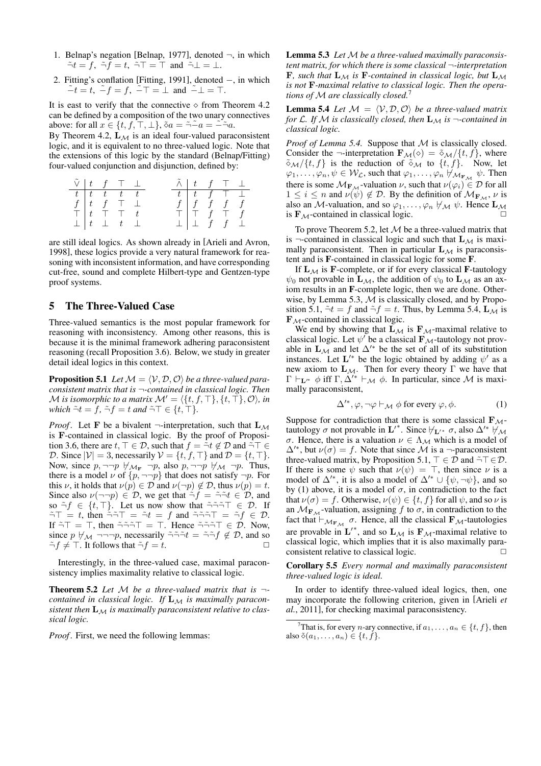1. Belnap's negation [Belnap, 1977], denoted $\neg$, in which $\tilde{\neg}t = f$, $\tilde{\neg}f = t$, $\tilde{\neg}\top = \top$ and $\tilde{\neg}\bot = \bot$.
2. Fitting's conflation [Fitting, 1991], denoted $-$, in which $\tilde{-}t = t$, $\tilde{-}f = f$, $\tilde{-}\top = \bot$ and $\tilde{-}\bot = \top$.

It is east to verify that the connective $\diamond$ from Theorem 4.2 can be defined by a composition of the two unary connectives above: for all $x \in \{t, f, \top, \bot\}$, $\tilde{\diamond}a = \tilde{\neg}\tilde{-}a = \tilde{-}\tilde{\neg}a$.

By Theorem 4.2, $\mathbf{L}_{\mathcal{M}}$ is an ideal four-valued paraconsistent logic, and it is equivalent to no three-valued logic. Note that the extensions of this logic by the standard (Belnap/Fitting) four-valued conjunction and disjunction, defined by:

| $\tilde{\vee}$ | $t$ | $f$ | $\top$ | $\bot$ |
|---|---|---|---|---|
| $t$ | $t$ | $t$ | $t$ | $t$ |
| $f$ | $t$ | $f$ | $\top$ | $\bot$ |
| $\top$ | $t$ | $\top$ | $\top$ | $t$ |
| $\bot$ | $t$ | $\bot$ | $t$ | $\bot$ |

| $\tilde{\wedge}$ | $t$ | $f$ | $\top$ | $\bot$ |
|---|---|---|---|---|
| $t$ | $t$ | $f$ | $\top$ | $\bot$ |
| $f$ | $f$ | $f$ | $f$ | $f$ |
| $\top$ | $\top$ | $f$ | $\top$ | $f$ |
| $\bot$ | $\bot$ | $f$ | $f$ | $\bot$ |

are still ideal logics. As shown already in [Arieli and Avron, 1998], these logics provide a very natural framework for reasoning with inconsistent information, and have corresponding cut-free, sound and complete Hilbert-type and Gentzen-type proof systems.

## 5 The Three-Valued Case

Three-valued semantics is the most popular framework for reasoning with inconsistency. Among other reasons, this is because it is the minimal framework adhering paraconsistent reasoning (recall Proposition 3.6). Below, we study in greater detail ideal logics in this context.

**Proposition 5.1** *Let $\mathcal{M} = \langle \mathcal{V}, \mathcal{D}, \mathcal{O} \rangle$ be a three-valued paraconsistent matrix that is $\neg$-contained in classical logic. Then $\mathcal{M}$ is isomorphic to a matrix $\mathcal{M}' = \langle \{t, f, \top\}, \{t, \top\}, \mathcal{O} \rangle$, in which $\tilde{\neg}t = f$, $\tilde{\neg}f = t$ and $\tilde{\neg}\top \in \{t, \top\}$.*

*Proof*. Let $\mathbf{F}$ be a bivalent $\neg$-interpretation, such that $\mathbf{L}_{\mathcal{M}}$ is $\mathbf{F}$-contained in classical logic. By the proof of Proposition 3.6, there are $t, \top \in \mathcal{D}$, such that $f = \tilde{\neg}t \notin \mathcal{D}$ and $\tilde{\neg}\top \in \mathcal{D}$. Since $|\mathcal{V}| = 3$, necessarily $\mathcal{V} = \{t, f, \top\}$ and $\mathcal{D} = \{t, \top\}$. Now, since $p, \neg\neg p \not\vdash_{\mathcal{M}_{\mathbf{F}}} \neg p$, also $p, \neg\neg p \not\vdash_{\mathcal{M}} \neg p$. Thus, there is a model $\nu$ of $\{p, \neg\neg p\}$ that does not satisfy $\neg p$. For this $\nu$, it holds that $\nu(p) \in \mathcal{D}$ and $\nu(\neg p) \notin \mathcal{D}$, thus $\nu(p) = t$. Since also $\nu(\neg\neg p) \in \mathcal{D}$, we get that $\tilde{\neg}f = \tilde{\neg}\tilde{\neg}t \in \mathcal{D}$, and so $\tilde{\neg}f \in \{t, \top\}$. Let us now show that $\tilde{\neg}\tilde{\neg}\tilde{\neg}\top \in \mathcal{D}$. If $\tilde{\neg}\top = t$, then $\tilde{\neg}\tilde{\neg}\top = \tilde{\neg}t = f$ and $\tilde{\neg}\tilde{\neg}\tilde{\neg}\top = \tilde{\neg}f \in \mathcal{D}$. If $\tilde{\neg}\top = \top$, then $\tilde{\neg}\tilde{\neg}\tilde{\neg}\top = \top$. Hence $\tilde{\neg}\tilde{\neg}\tilde{\neg}\top \in \mathcal{D}$. Now, since $p \not\vdash_{\mathcal{M}} \neg\neg\neg p$, necessarily $\tilde{\neg}\tilde{\neg}\tilde{\neg}t = \tilde{\neg}\tilde{\neg}f \notin \mathcal{D}$, and so $\tilde{\neg}f \neq \top$. It follows that $\tilde{\neg}f = t$. $\square$

Interestingly, in the three-valued case, maximal paraconsistence implies maximality relative to classical logic.

**Theorem 5.2** *Let $\mathcal{M}$ be a three-valued matrix that is $\neg$-contained in classical logic. If $\mathbf{L}_{\mathcal{M}}$ is maximally paraconsistent then $\mathbf{L}_{\mathcal{M}}$ is maximally paraconsistent relative to classical logic.*

*Proof*. First, we need the following lemmas:

**Lemma 5.3** *Let $\mathcal{M}$ be a three-valued maximally paraconsistent matrix, for which there is some classical $\neg$-interpretation $\mathbf{F}$, such that $\mathbf{L}_{\mathcal{M}}$ is $\mathbf{F}$-contained in classical logic, but $\mathbf{L}_{\mathcal{M}}$ is not $\mathbf{F}$-maximal relative to classical logic. Then the operations of $\mathcal{M}$ are classically closed.*[7]

**Lemma 5.4** *Let $\mathcal{M} = \langle \mathcal{V}, \mathcal{D}, \mathcal{O} \rangle$ be a three-valued matrix for $\mathcal{L}$. If $\mathcal{M}$ is classically closed, then $\mathbf{L}_{\mathcal{M}}$ is $\neg$-contained in classical logic.*

*Proof of Lemma 5.4.* Suppose that $\mathcal{M}$ is classically closed. Consider the $\neg$-interpretation $\mathbf{F}_{\mathcal{M}}(\diamond) = \tilde{\diamond}_{\mathcal{M}}/\{t, f\}$, where $\tilde{\diamond}_{\mathcal{M}}/\{t, f\}$ is the reduction of $\tilde{\diamond}_{\mathcal{M}}$ to $\{t, f\}$. Now, let $\varphi_1, \ldots, \varphi_n, \psi \in \mathcal{W}_{\mathcal{L}}$, such that $\varphi_1, \ldots, \varphi_n \not\vdash_{\mathcal{M}_{\mathbf{F}_{\mathcal{M}}}} \psi$. Then there is some $\mathcal{M}_{\mathbf{F}_{\mathcal{M}}}$-valuation $\nu$, such that $\nu(\varphi_i) \in \mathcal{D}$ for all $1 \leq i \leq n$ and $\nu(\psi) \notin \mathcal{D}$. By the definition of $\mathcal{M}_{\mathbf{F}_{\mathcal{M}}}$, $\nu$ is also an $\mathcal{M}$-valuation, and so $\varphi_1, \ldots, \varphi_n \not\vdash_{\mathcal{M}} \psi$. Hence $\mathbf{L}_{\mathcal{M}}$ is $\mathbf{F}_{\mathcal{M}}$-contained in classical logic. $\square$

To prove Theorem 5.2, let $\mathcal{M}$ be a three-valued matrix that is $\neg$-contained in classical logic and such that $\mathbf{L}_{\mathcal{M}}$ is maximally paraconsistent. Then in particular $\mathbf{L}_{\mathcal{M}}$ is paraconsistent and is $\mathbf{F}$-contained in classical logic for some $\mathbf{F}$.

If $\mathbf{L}_{\mathcal{M}}$ is $\mathbf{F}$-complete, or if for every classical $\mathbf{F}$-tautology $\psi_0$ not provable in $\mathbf{L}_{\mathcal{M}}$, the addition of $\psi_0$ to $\mathbf{L}_{\mathcal{M}}$ as an axiom results in an $\mathbf{F}$-complete logic, then we are done. Otherwise, by Lemma 5.3, $\mathcal{M}$ is classically closed, and by Proposition 5.1, $\tilde{\neg}t = f$ and $\tilde{\neg}f = t$. Thus, by Lemma 5.4, $\mathbf{L}_{\mathcal{M}}$ is $\mathbf{F}_{\mathcal{M}}$-contained in classical logic.

We end by showing that $\mathbf{L}_{\mathcal{M}}$ is $\mathbf{F}_{\mathcal{M}}$-maximal relative to classical logic. Let $\psi'$ be a classical $\mathbf{F}_{\mathcal{M}}$-tautology not provable in $\mathbf{L}_{\mathcal{M}}$ and let $\Delta'^*$ be the set of all of its substitution instances. Let $\mathbf{L}'^*$ be the logic obtained by adding $\psi'$ as a new axiom to $\mathbf{L}_{\mathcal{M}}$. Then for every theory $\Gamma$ we have that $\Gamma \vdash_{\mathbf{L}'^*} \phi$ iff $\Gamma, \Delta'^* \vdash_{\mathcal{M}} \phi$. In particular, since $\mathcal{M}$ is maximally paraconsistent,

$$\Delta'^*, \varphi, \neg\varphi \vdash_{\mathcal{M}} \phi \text{ for every } \varphi, \phi. \tag{1}$$

Suppose for contradiction that there is some classical $\mathbf{F}_{\mathcal{M}}$-tautology $\sigma$ not provable in $\mathbf{L}'^*$. Since $\not\vdash_{\mathbf{L}'^*} \sigma$, also $\Delta'^* \not\vdash_{\mathcal{M}} \sigma$. Hence, there is a valuation $\nu \in \Lambda_{\mathcal{M}}$ which is a model of $\Delta'^*$, but $\nu(\sigma) = f$. Note that since $\mathcal{M}$ is a $\neg$-paraconsistent three-valued matrix, by Proposition 5.1, $\top \in \mathcal{D}$ and $\tilde{\neg}\top \in \mathcal{D}$. If there is some $\psi$ such that $\nu(\psi) = \top$, then since $\nu$ is a model of $\Delta'^*$, it is also a model of $\Delta'^* \cup \{\psi, \neg\psi\}$, and so by (1) above, it is a model of $\sigma$, in contradiction to the fact that $\nu(\sigma) = f$. Otherwise, $\nu(\psi) \in \{t, f\}$ for all $\psi$, and so $\nu$ is an $\mathcal{M}_{\mathbf{F}_{\mathcal{M}}}$-valuation, assigning $f$ to $\sigma$, in contradiction to the fact that $\vdash_{\mathcal{M}_{\mathbf{F}_{\mathcal{M}}}} \sigma$. Hence, all the classical $\mathbf{F}_{\mathcal{M}}$-tautologies are provable in $\mathbf{L}'^*$, and so $\mathbf{L}_{\mathcal{M}}$ is $\mathbf{F}_{\mathcal{M}}$-maximal relative to classical logic, which implies that it is also maximally paraconsistent relative to classical logic. $\square$

**Corollary 5.5** *Every normal and maximally paraconsistent three-valued logic is ideal.*

In order to identify three-valued ideal logics, then, one may incorporate the following criterion, given in [Arieli *et al.*, 2011], for checking maximal paraconsistency.

[7] That is, for every $n$-ary connective, if $a_1, \ldots, a_n \in \{t, f\}$, then also $\tilde{\diamond}(a_1, \ldots, a_n) \in \{t, f\}$.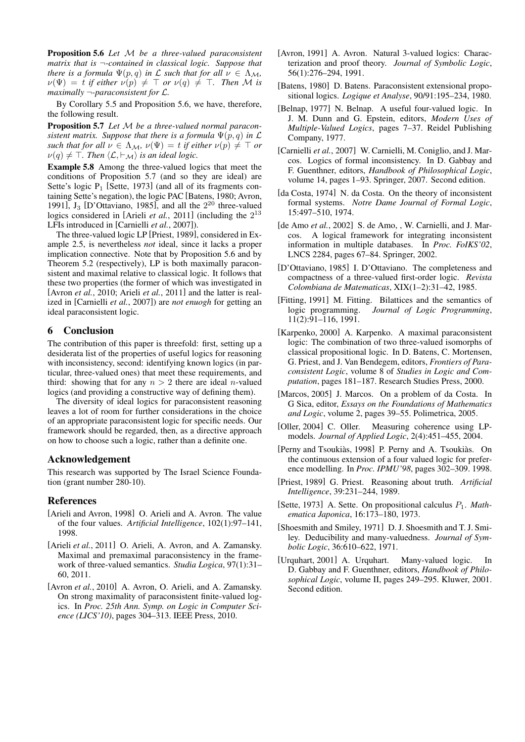**Proposition 5.6** *Let $\mathcal{M}$ be a three-valued paraconsistent matrix that is $\neg$-contained in classical logic. Suppose that there is a formula $\Psi(p, q)$ in $\mathcal{L}$ such that for all $\nu \in \Lambda_{\mathcal{M}}$, $\nu(\Psi) = t$ if either $\nu(p) \neq \top$ or $\nu(q) \neq \top$. Then $\mathcal{M}$ is maximally $\neg$-paraconsistent for $\mathcal{L}$.*

By Corollary 5.5 and Proposition 5.6, we have, therefore, the following result.

**Proposition 5.7** *Let $\mathcal{M}$ be a three-valued normal paraconsistent matrix. Suppose that there is a formula $\Psi(p, q)$ in $\mathcal{L}$ such that for all $\nu \in \Lambda_{\mathcal{M}}$, $\nu(\Psi) = t$ if either $\nu(p) \neq \top$ or $\nu(q) \neq \top$. Then $\langle \mathcal{L}, \vdash_{\mathcal{M}} \rangle$ is an ideal logic.*

**Example 5.8** Among the three-valued logics that meet the conditions of Proposition 5.7 (and so they are ideal) are Sette's logic $\mathrm{P}_1$ [Sette, 1973] (and all of its fragments containing Sette's negation), the logic PAC [Batens, 1980; Avron, 1991], $\mathrm{J}_3$ [D'Ottaviano, 1985], and all the $2^{20}$ three-valued logics considered in [Arieli *et al.*, 2011] (including the $2^{13}$ LFIs introduced in [Carnielli *et al.*, 2007]).

The three-valued logic LP [Priest, 1989], considered in Example 2.5, is nevertheless *not* ideal, since it lacks a proper implication connective. Note that by Proposition 5.6 and by Theorem 5.2 (respectively), LP is both maximally paraconsistent and maximal relative to classical logic. It follows that these two properties (the former of which was investigated in [Avron *et al.*, 2010; Arieli *et al.*, 2011] and the latter is realized in [Carnielli *et al.*, 2007]) are *not enuogh* for getting an ideal paraconsistent logic.

## 6 Conclusion

The contribution of this paper is threefold: first, setting up a desiderata list of the properties of useful logics for reasoning with inconsistency, second: identifying known logics (in particular, three-valued ones) that meet these requirements, and third: showing that for any $n > 2$ there are ideal $n$-valued logics (and providing a constructive way of defining them).

The diversity of ideal logics for paraconsistent reasoning leaves a lot of room for further considerations in the choice of an appropriate paraconsistent logic for specific needs. Our framework should be regarded, then, as a directive approach on how to choose such a logic, rather than a definite one.

## Acknowledgement

This research was supported by The Israel Science Foundation (grant number 280-10).

## References

[Arieli and Avron, 1998] O. Arieli and A. Avron. The value of the four values. *Artificial Intelligence*, 102(1):97–141, 1998.

[Arieli *et al.*, 2011] O. Arieli, A. Avron, and A. Zamansky. Maximal and premaximal paraconsistency in the framework of three-valued semantics. *Studia Logica*, 97(1):31–60, 2011.

[Avron *et al.*, 2010] A. Avron, O. Arieli, and A. Zamansky. On strong maximality of paraconsistent finite-valued logics. In *Proc. 25th Ann. Symp. on Logic in Computer Science (LICS'10)*, pages 304–313. IEEE Press, 2010.

[Avron, 1991] A. Avron. Natural 3-valued logics: Characterization and proof theory. *Journal of Symbolic Logic*, 56(1):276–294, 1991.

[Batens, 1980] D. Batens. Paraconsistent extensional propositional logics. *Logique et Analyse*, 90/91:195–234, 1980.

[Belnap, 1977] N. Belnap. A useful four-valued logic. In J. M. Dunn and G. Epstein, editors, *Modern Uses of Multiple-Valued Logics*, pages 7–37. Reidel Publishing Company, 1977.

[Carnielli *et al.*, 2007] W. Carnielli, M. Coniglio, and J. Marcos. Logics of formal inconsistency. In D. Gabbay and F. Guenthner, editors, *Handbook of Philosophical Logic*, volume 14, pages 1–93. Springer, 2007. Second edition.

[da Costa, 1974] N. da Costa. On the theory of inconsistent formal systems. *Notre Dame Journal of Formal Logic*, 15:497–510, 1974.

[de Amo *et al.*, 2002] S. de Amo, , W. Carnielli, and J. Marcos. A logical framework for integrating inconsistent information in multiple databases. In *Proc. FoIKS'02*, LNCS 2284, pages 67–84. Springer, 2002.

[D'Ottaviano, 1985] I. D'Ottaviano. The completeness and compactness of a three-valued first-order logic. *Revista Colombiana de Matematicas*, XIX(1–2):31–42, 1985.

[Fitting, 1991] M. Fitting. Bilattices and the semantics of logic programming. *Journal of Logic Programming*, 11(2):91–116, 1991.

[Karpenko, 2000] A. Karpenko. A maximal paraconsistent logic: The combination of two three-valued isomorphs of classical propositional logic. In D. Batens, C. Mortensen, G. Priest, and J. Van Bendegem, editors, *Frontiers of Paraconsistent Logic*, volume 8 of *Studies in Logic and Computation*, pages 181–187. Research Studies Press, 2000.

[Marcos, 2005] J. Marcos. On a problem of da Costa. In G Sica, editor, *Essays on the Foundations of Mathematics and Logic*, volume 2, pages 39–55. Polimetrica, 2005.

[Oller, 2004] C. Oller. Measuring coherence using LP-models. *Journal of Applied Logic*, 2(4):451–455, 2004.

[Perny and Tsoukiàs, 1998] P. Perny and A. Tsoukiàs. On the continuous extension of a four valued logic for preference modelling. In *Proc. IPMU'98*, pages 302–309. 1998.

[Priest, 1989] G. Priest. Reasoning about truth. *Artificial Intelligence*, 39:231–244, 1989.

[Sette, 1973] A. Sette. On propositional calculus $P_1$. *Mathematica Japonica*, 16:173–180, 1973.

[Shoesmith and Smiley, 1971] D. J. Shoesmith and T. J. Smiley. Deducibility and many-valuedness. *Journal of Symbolic Logic*, 36:610–622, 1971.

[Urquhart, 2001] A. Urquhart. Many-valued logic. In D. Gabbay and F. Guenthner, editors, *Handbook of Philosophical Logic*, volume II, pages 249–295. Kluwer, 2001. Second edition.